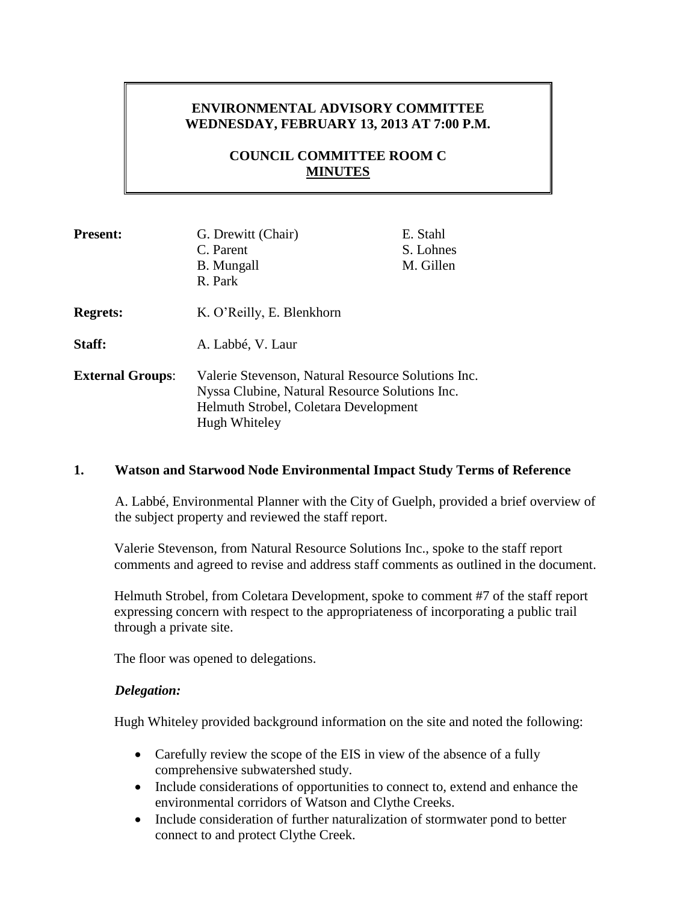# ENVIRONMENTAL ADVISORY COMMITTEE
## WEDNESDAY, FEBRUARY 13, 2013 AT 7:00 P.M.

## COUNCIL COMMITTEE ROOM C
## MINUTES

| | | |
|---|---|---|
| **Present:** | G. Drewitt (Chair)<br>C. Parent<br>B. Mungall<br>R. Park | E. Stahl<br>S. Lohnes<br>M. Gillen |
| **Regrets:** | K. O'Reilly, E. Blenkhorn | |
| **Staff:** | A. Labbé, V. Laur | |
| **External Groups**: | Valerie Stevenson, Natural Resource Solutions Inc.<br>Nyssa Clubine, Natural Resource Solutions Inc.<br>Helmuth Strobel, Coletara Development<br>Hugh Whiteley | |

### 1. Watson and Starwood Node Environmental Impact Study Terms of Reference

A. Labbé, Environmental Planner with the City of Guelph, provided a brief overview of the subject property and reviewed the staff report.

Valerie Stevenson, from Natural Resource Solutions Inc., spoke to the staff report comments and agreed to revise and address staff comments as outlined in the document.

Helmuth Strobel, from Coletara Development, spoke to comment #7 of the staff report expressing concern with respect to the appropriateness of incorporating a public trail through a private site.

The floor was opened to delegations.

***Delegation:***

Hugh Whiteley provided background information on the site and noted the following:

- Carefully review the scope of the EIS in view of the absence of a fully comprehensive subwatershed study.
- Include considerations of opportunities to connect to, extend and enhance the environmental corridors of Watson and Clythe Creeks.
- Include consideration of further naturalization of stormwater pond to better connect to and protect Clythe Creek.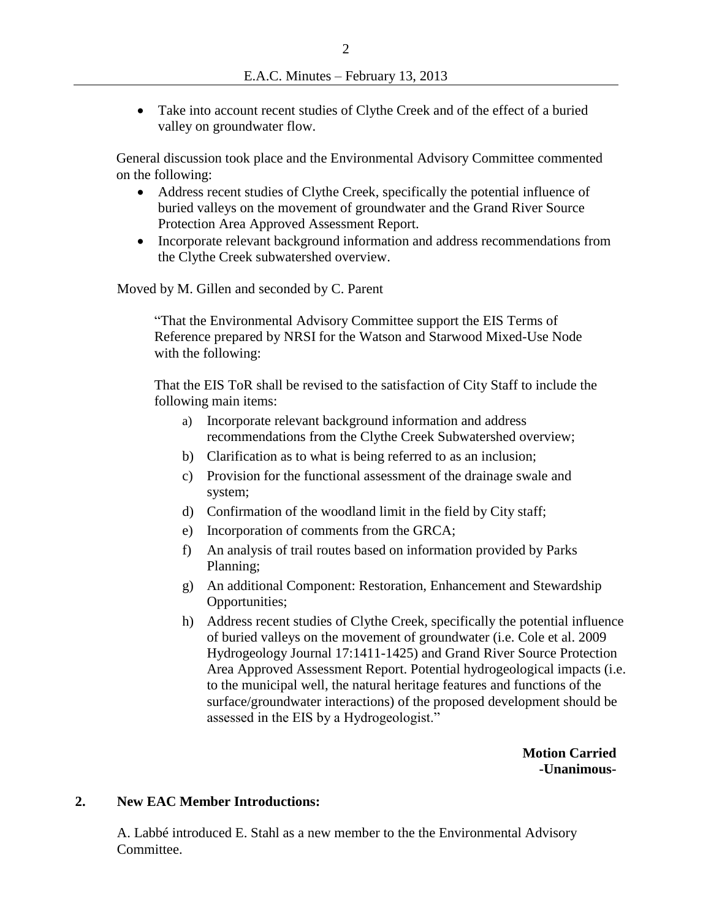- Take into account recent studies of Clythe Creek and of the effect of a buried valley on groundwater flow.

General discussion took place and the Environmental Advisory Committee commented on the following:

- Address recent studies of Clythe Creek, specifically the potential influence of buried valleys on the movement of groundwater and the Grand River Source Protection Area Approved Assessment Report.
- Incorporate relevant background information and address recommendations from the Clythe Creek subwatershed overview.

Moved by M. Gillen and seconded by C. Parent

> "That the Environmental Advisory Committee support the EIS Terms of Reference prepared by NRSI for the Watson and Starwood Mixed-Use Node with the following:
>
> That the EIS ToR shall be revised to the satisfaction of City Staff to include the following main items:
>
> a) Incorporate relevant background information and address recommendations from the Clythe Creek Subwatershed overview;
> b) Clarification as to what is being referred to as an inclusion;
> c) Provision for the functional assessment of the drainage swale and system;
> d) Confirmation of the woodland limit in the field by City staff;
> e) Incorporation of comments from the GRCA;
> f) An analysis of trail routes based on information provided by Parks Planning;
> g) An additional Component: Restoration, Enhancement and Stewardship Opportunities;
> h) Address recent studies of Clythe Creek, specifically the potential influence of buried valleys on the movement of groundwater (i.e. Cole et al. 2009 Hydrogeology Journal 17:1411-1425) and Grand River Source Protection Area Approved Assessment Report. Potential hydrogeological impacts (i.e. to the municipal well, the natural heritage features and functions of the surface/groundwater interactions) of the proposed development should be assessed in the EIS by a Hydrogeologist."

**Motion Carried**
**-Unanimous-**

## 2. New EAC Member Introductions:

A. Labbé introduced E. Stahl as a new member to the the Environmental Advisory Committee.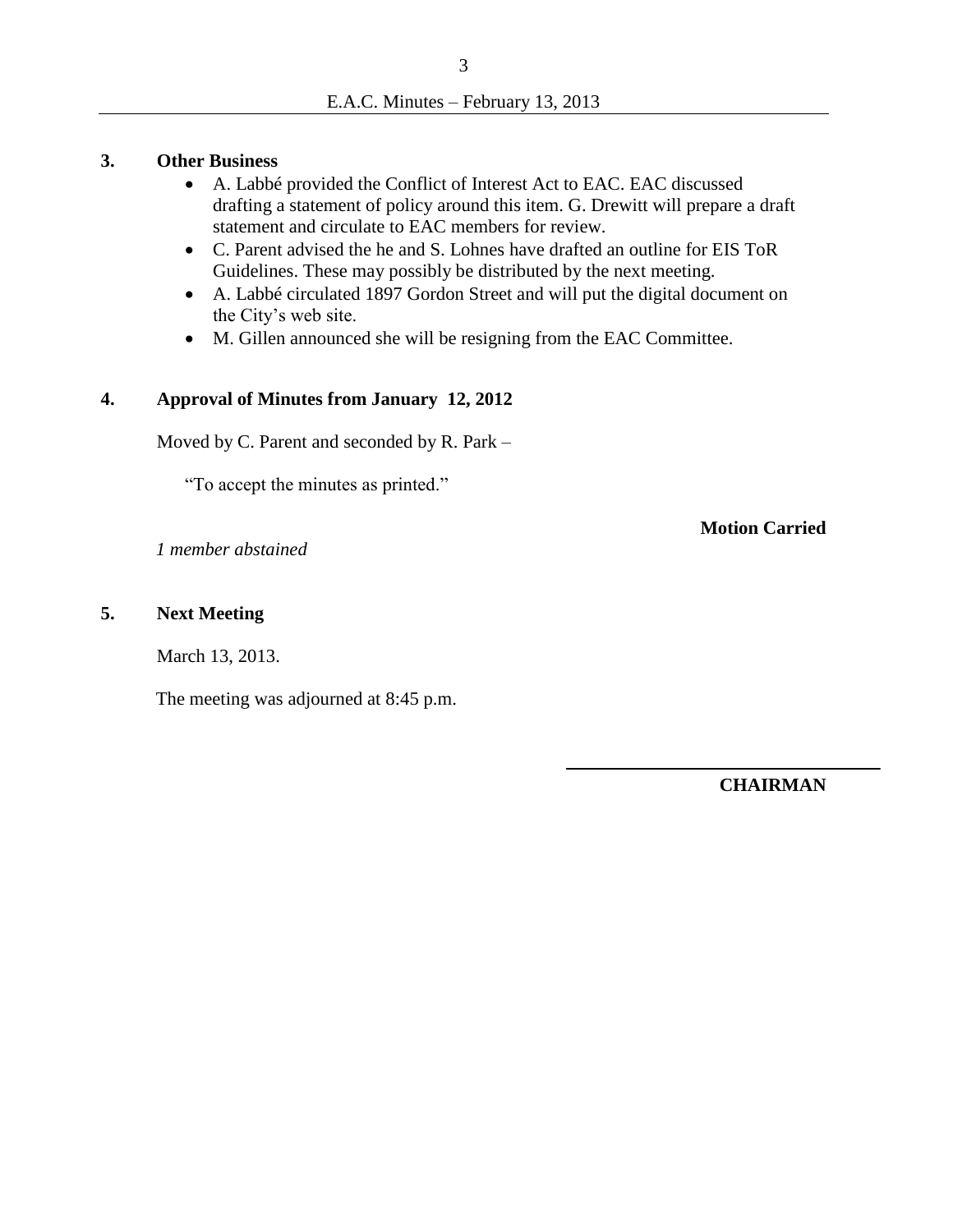## 3. Other Business

- A. Labbé provided the Conflict of Interest Act to EAC. EAC discussed drafting a statement of policy around this item. G. Drewitt will prepare a draft statement and circulate to EAC members for review.
- C. Parent advised the he and S. Lohnes have drafted an outline for EIS ToR Guidelines. These may possibly be distributed by the next meeting.
- A. Labbé circulated 1897 Gordon Street and will put the digital document on the City's web site.
- M. Gillen announced she will be resigning from the EAC Committee.

## 4. Approval of Minutes from January 12, 2012

Moved by C. Parent and seconded by R. Park –

"To accept the minutes as printed."

**Motion Carried**

*1 member abstained*

## 5. Next Meeting

March 13, 2013.

The meeting was adjourned at 8:45 p.m.

\_\_\_\_\_\_\_\_\_\_\_\_\_\_\_\_\_\_\_\_\_\_\_\_\_\_\_\_\_\_\_\_

**CHAIRMAN**